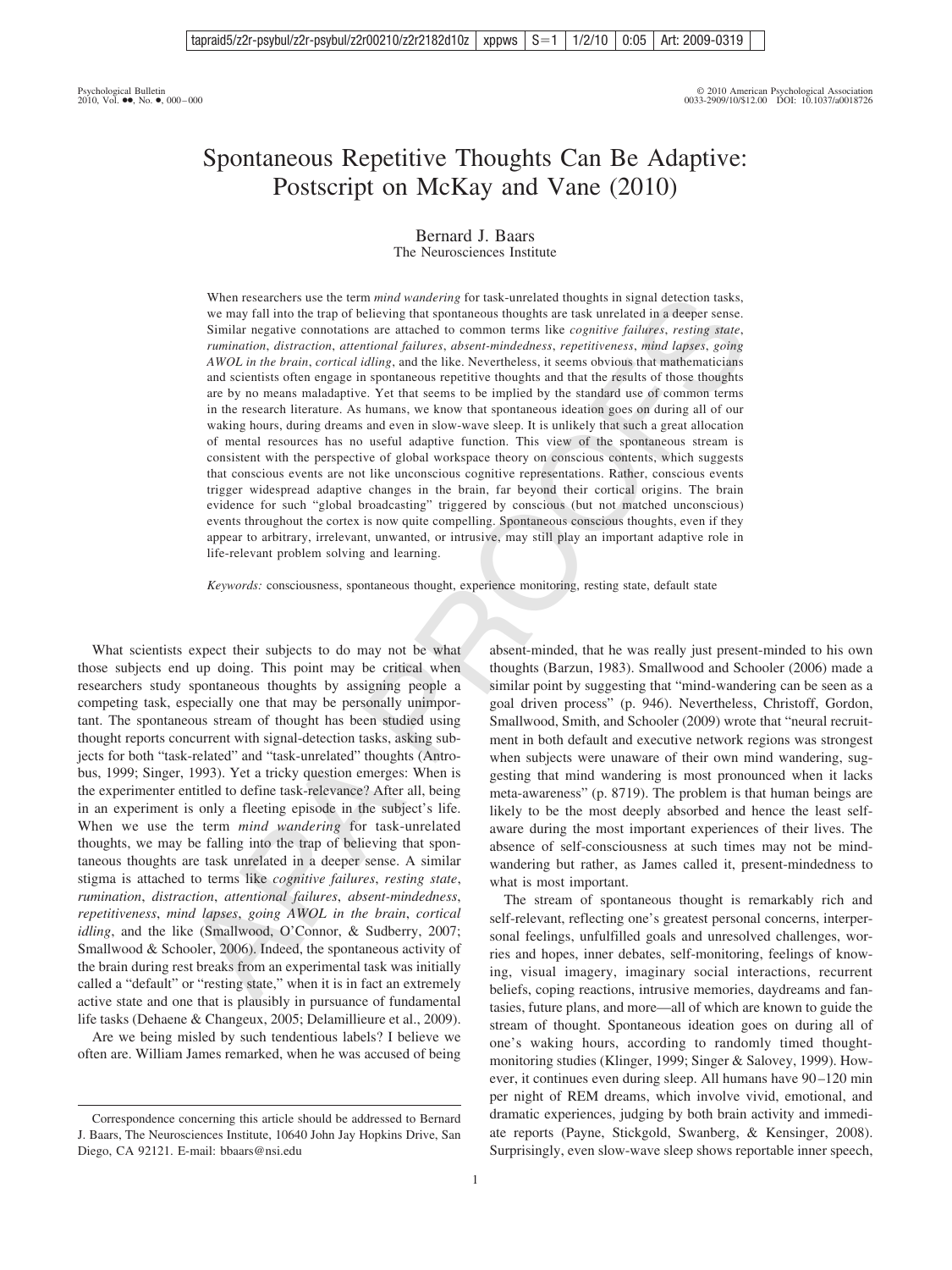# Spontaneous Repetitive Thoughts Can Be Adaptive: Postscript on McKay and Vane (2010)

Bernard J. Baars
The Neurosciences Institute

When researchers use the term *mind wandering* for task-unrelated thoughts in signal detection tasks, we may fall into the trap of believing that spontaneous thoughts are task unrelated in a deeper sense. Similar negative connotations are attached to common terms like *cognitive failures*, *resting state*, *rumination*, *distraction*, *attentional failures*, *absent-mindedness*, *repetitiveness*, *mind lapses*, *going AWOL in the brain*, *cortical idling*, and the like. Nevertheless, it seems obvious that mathematicians and scientists often engage in spontaneous repetitive thoughts and that the results of those thoughts are by no means maladaptive. Yet that seems to be implied by the standard use of common terms in the research literature. As humans, we know that spontaneous ideation goes on during all of our waking hours, during dreams and even in slow-wave sleep. It is unlikely that such a great allocation of mental resources has no useful adaptive function. This view of the spontaneous stream is consistent with the perspective of global workspace theory on conscious contents, which suggests that conscious events are not like unconscious cognitive representations. Rather, conscious events trigger widespread adaptive changes in the brain, far beyond their cortical origins. The brain evidence for such "global broadcasting" triggered by conscious (but not matched unconscious) events throughout the cortex is now quite compelling. Spontaneous conscious thoughts, even if they appear to arbitrary, irrelevant, unwanted, or intrusive, may still play an important adaptive role in life-relevant problem solving and learning.

*Keywords:* consciousness, spontaneous thought, experience monitoring, resting state, default state

What scientists expect their subjects to do may not be what those subjects end up doing. This point may be critical when researchers study spontaneous thoughts by assigning people a competing task, especially one that may be personally unimportant. The spontaneous stream of thought has been studied using thought reports concurrent with signal-detection tasks, asking subjects for both "task-related" and "task-unrelated" thoughts (Antrobus, 1999; Singer, 1993). Yet a tricky question emerges: When is the experimenter entitled to define task-relevance? After all, being in an experiment is only a fleeting episode in the subject's life. When we use the term *mind wandering* for task-unrelated thoughts, we may be falling into the trap of believing that spontaneous thoughts are task unrelated in a deeper sense. A similar stigma is attached to terms like *cognitive failures*, *resting state*, *rumination*, *distraction*, *attentional failures*, *absent-mindedness*, *repetitiveness*, *mind lapses*, *going AWOL in the brain*, *cortical idling*, and the like (Smallwood, O'Connor, & Sudberry, 2007; Smallwood & Schooler, 2006). Indeed, the spontaneous activity of the brain during rest breaks from an experimental task was initially called a "default" or "resting state," when it is in fact an extremely active state and one that is plausibly in pursuance of fundamental life tasks (Dehaene & Changeux, 2005; Delamillieure et al., 2009).

Are we being misled by such tendentious labels? I believe we often are. William James remarked, when he was accused of being absent-minded, that he was really just present-minded to his own thoughts (Barzun, 1983). Smallwood and Schooler (2006) made a similar point by suggesting that "mind-wandering can be seen as a goal driven process" (p. 946). Nevertheless, Christoff, Gordon, Smallwood, Smith, and Schooler (2009) wrote that "neural recruitment in both default and executive network regions was strongest when subjects were unaware of their own mind wandering, suggesting that mind wandering is most pronounced when it lacks meta-awareness" (p. 8719). The problem is that human beings are likely to be the most deeply absorbed and hence the least self-aware during the most important experiences of their lives. The absence of self-consciousness at such times may not be mind-wandering but rather, as James called it, present-mindedness to what is most important.

The stream of spontaneous thought is remarkably rich and self-relevant, reflecting one's greatest personal concerns, interpersonal feelings, unfulfilled goals and unresolved challenges, worries and hopes, inner debates, self-monitoring, feelings of knowing, visual imagery, imaginary social interactions, recurrent beliefs, coping reactions, intrusive memories, daydreams and fantasies, future plans, and more—all of which are known to guide the stream of thought. Spontaneous ideation goes on during all of one's waking hours, according to randomly timed thought-monitoring studies (Klinger, 1999; Singer & Salovey, 1999). However, it continues even during sleep. All humans have 90–120 min per night of REM dreams, which involve vivid, emotional, and dramatic experiences, judging by both brain activity and immediate reports (Payne, Stickgold, Swanberg, & Kensinger, 2008). Surprisingly, even slow-wave sleep shows reportable inner speech,

Correspondence concerning this article should be addressed to Bernard J. Baars, The Neurosciences Institute, 10640 John Jay Hopkins Drive, San Diego, CA 92121. E-mail: bbaars@nsi.edu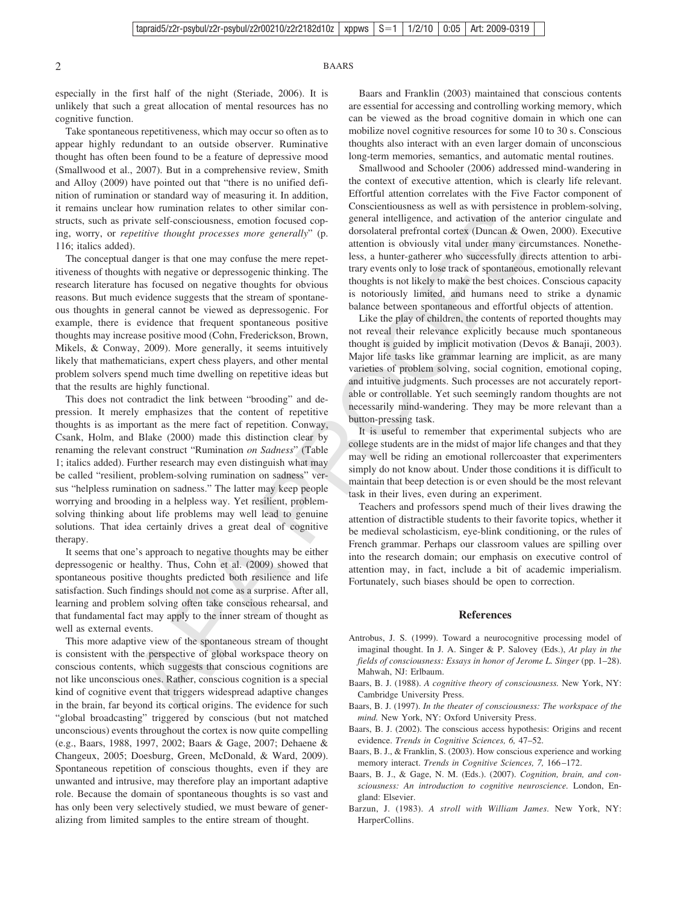especially in the first half of the night (Steriade, 2006). It is unlikely that such a great allocation of mental resources has no cognitive function.

Take spontaneous repetitiveness, which may occur so often as to appear highly redundant to an outside observer. Ruminative thought has often been found to be a feature of depressive mood (Smallwood et al., 2007). But in a comprehensive review, Smith and Alloy (2009) have pointed out that "there is no unified definition of rumination or standard way of measuring it. In addition, it remains unclear how rumination relates to other similar constructs, such as private self-consciousness, emotion focused coping, worry, or *repetitive thought processes more generally*" (p. 116; italics added).

The conceptual danger is that one may confuse the mere repetitiveness of thoughts with negative or depressogenic thinking. The research literature has focused on negative thoughts for obvious reasons. But much evidence suggests that the stream of spontaneous thoughts in general cannot be viewed as depressogenic. For example, there is evidence that frequent spontaneous positive thoughts may increase positive mood (Cohn, Frederickson, Brown, Mikels, & Conway, 2009). More generally, it seems intuitively likely that mathematicians, expert chess players, and other mental problem solvers spend much time dwelling on repetitive ideas but that the results are highly functional.

This does not contradict the link between "brooding" and depression. It merely emphasizes that the content of repetitive thoughts is as important as the mere fact of repetition. Conway, Csank, Holm, and Blake (2000) made this distinction clear by renaming the relevant construct "Rumination *on Sadness*" (Table 1; italics added). Further research may even distinguish what may be called "resilient, problem-solving rumination on sadness" versus "helpless rumination on sadness." The latter may keep people worrying and brooding in a helpless way. Yet resilient, problem-solving thinking about life problems may well lead to genuine solutions. That idea certainly drives a great deal of cognitive therapy.

It seems that one's approach to negative thoughts may be either depressogenic or healthy. Thus, Cohn et al. (2009) showed that spontaneous positive thoughts predicted both resilience and life satisfaction. Such findings should not come as a surprise. After all, learning and problem solving often take conscious rehearsal, and that fundamental fact may apply to the inner stream of thought as well as external events.

This more adaptive view of the spontaneous stream of thought is consistent with the perspective of global workspace theory on conscious contents, which suggests that conscious cognitions are not like unconscious ones. Rather, conscious cognition is a special kind of cognitive event that triggers widespread adaptive changes in the brain, far beyond its cortical origins. The evidence for such "global broadcasting" triggered by conscious (but not matched unconscious) events throughout the cortex is now quite compelling (e.g., Baars, 1988, 1997, 2002; Baars & Gage, 2007; Dehaene & Changeux, 2005; Doesburg, Green, McDonald, & Ward, 2009). Spontaneous repetition of conscious thoughts, even if they are unwanted and intrusive, may therefore play an important adaptive role. Because the domain of spontaneous thoughts is so vast and has only been very selectively studied, we must beware of generalizing from limited samples to the entire stream of thought.

Baars and Franklin (2003) maintained that conscious contents are essential for accessing and controlling working memory, which can be viewed as the broad cognitive domain in which one can mobilize novel cognitive resources for some 10 to 30 s. Conscious thoughts also interact with an even larger domain of unconscious long-term memories, semantics, and automatic mental routines.

Smallwood and Schooler (2006) addressed mind-wandering in the context of executive attention, which is clearly life relevant. Effortful attention correlates with the Five Factor component of Conscientiousness as well as with persistence in problem-solving, general intelligence, and activation of the anterior cingulate and dorsolateral prefrontal cortex (Duncan & Owen, 2000). Executive attention is obviously vital under many circumstances. Nonetheless, a hunter-gatherer who successfully directs attention to arbitrary events only to lose track of spontaneous, emotionally relevant thoughts is not likely to make the best choices. Conscious capacity is notoriously limited, and humans need to strike a dynamic balance between spontaneous and effortful objects of attention.

Like the play of children, the contents of reported thoughts may not reveal their relevance explicitly because much spontaneous thought is guided by implicit motivation (Devos & Banaji, 2003). Major life tasks like grammar learning are implicit, as are many varieties of problem solving, social cognition, emotional coping, and intuitive judgments. Such processes are not accurately reportable or controllable. Yet such seemingly random thoughts are not necessarily mind-wandering. They may be more relevant than a button-pressing task.

It is useful to remember that experimental subjects who are college students are in the midst of major life changes and that they may well be riding an emotional rollercoaster that experimenters simply do not know about. Under those conditions it is difficult to maintain that beep detection is or even should be the most relevant task in their lives, even during an experiment.

Teachers and professors spend much of their lives drawing the attention of distractible students to their favorite topics, whether it be medieval scholasticism, eye-blink conditioning, or the rules of French grammar. Perhaps our classroom values are spilling over into the research domain; our emphasis on executive control of attention may, in fact, include a bit of academic imperialism. Fortunately, such biases should be open to correction.

## References

Antrobus, J. S. (1999). Toward a neurocognitive processing model of imaginal thought. In J. A. Singer & P. Salovey (Eds.), *At play in the fields of consciousness: Essays in honor of Jerome L. Singer* (pp. 1–28). Mahwah, NJ: Erlbaum.

Baars, B. J. (1988). *A cognitive theory of consciousness.* New York, NY: Cambridge University Press.

Baars, B. J. (1997). *In the theater of consciousness: The workspace of the mind.* New York, NY: Oxford University Press.

Baars, B. J. (2002). The conscious access hypothesis: Origins and recent evidence. *Trends in Cognitive Sciences, 6,* 47–52.

Baars, B. J., & Franklin, S. (2003). How conscious experience and working memory interact. *Trends in Cognitive Sciences, 7,* 166–172.

Baars, B. J., & Gage, N. M. (Eds.). (2007). *Cognition, brain, and consciousness: An introduction to cognitive neuroscience.* London, England: Elsevier.

Barzun, J. (1983). *A stroll with William James.* New York, NY: HarperCollins.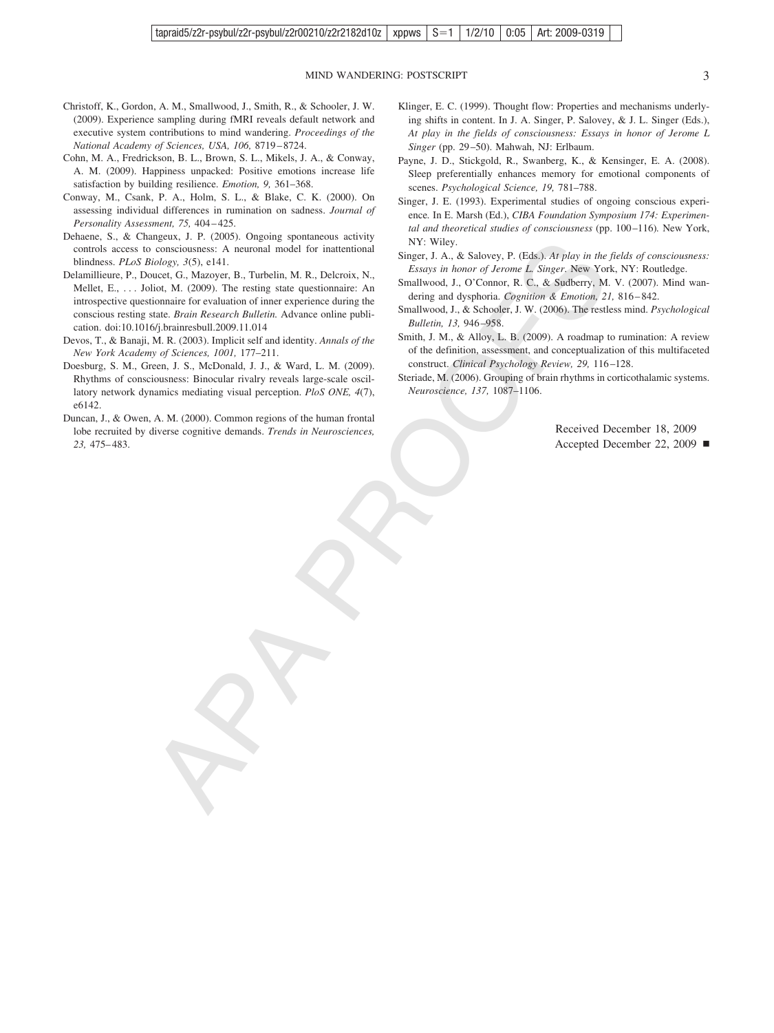Christoff, K., Gordon, A. M., Smallwood, J., Smith, R., & Schooler, J. W. (2009). Experience sampling during fMRI reveals default network and executive system contributions to mind wandering. *Proceedings of the National Academy of Sciences, USA, 106,* 8719–8724.

Cohn, M. A., Fredrickson, B. L., Brown, S. L., Mikels, J. A., & Conway, A. M. (2009). Happiness unpacked: Positive emotions increase life satisfaction by building resilience. *Emotion, 9,* 361–368.

Conway, M., Csank, P. A., Holm, S. L., & Blake, C. K. (2000). On assessing individual differences in rumination on sadness. *Journal of Personality Assessment, 75,* 404–425.

Dehaene, S., & Changeux, J. P. (2005). Ongoing spontaneous activity controls access to consciousness: A neuronal model for inattentional blindness. *PLoS Biology, 3*(5), e141.

Delamillieure, P., Doucet, G., Mazoyer, B., Turbelin, M. R., Delcroix, N., Mellet, E., . . . Joliot, M. (2009). The resting state questionnaire: An introspective questionnaire for evaluation of inner experience during the conscious resting state. *Brain Research Bulletin.* Advance online publication. doi:10.1016/j.brainresbull.2009.11.014

Devos, T., & Banaji, M. R. (2003). Implicit self and identity. *Annals of the New York Academy of Sciences, 1001,* 177–211.

Doesburg, S. M., Green, J. S., McDonald, J. J., & Ward, L. M. (2009). Rhythms of consciousness: Binocular rivalry reveals large-scale oscillatory network dynamics mediating visual perception. *PloS ONE, 4*(7), e6142.

Duncan, J., & Owen, A. M. (2000). Common regions of the human frontal lobe recruited by diverse cognitive demands. *Trends in Neurosciences, 23,* 475–483.

Klinger, E. C. (1999). Thought flow: Properties and mechanisms underlying shifts in content. In J. A. Singer, P. Salovey, & J. L. Singer (Eds.), *At play in the fields of consciousness: Essays in honor of Jerome L Singer* (pp. 29–50). Mahwah, NJ: Erlbaum.

Payne, J. D., Stickgold, R., Swanberg, K., & Kensinger, E. A. (2008). Sleep preferentially enhances memory for emotional components of scenes. *Psychological Science, 19,* 781–788.

Singer, J. E. (1993). Experimental studies of ongoing conscious experience. In E. Marsh (Ed.), *CIBA Foundation Symposium 174: Experimental and theoretical studies of consciousness* (pp. 100–116). New York, NY: Wiley.

Singer, J. A., & Salovey, P. (Eds.). *At play in the fields of consciousness: Essays in honor of Jerome L. Singer.* New York, NY: Routledge.

Smallwood, J., O'Connor, R. C., & Sudberry, M. V. (2007). Mind wandering and dysphoria. *Cognition & Emotion, 21,* 816–842.

Smallwood, J., & Schooler, J. W. (2006). The restless mind. *Psychological Bulletin, 13,* 946–958.

Smith, J. M., & Alloy, L. B. (2009). A roadmap to rumination: A review of the definition, assessment, and conceptualization of this multifaceted construct. *Clinical Psychology Review, 29,* 116–128.

Steriade, M. (2006). Grouping of brain rhythms in corticothalamic systems. *Neuroscience, 137,* 1087–1106.

Received December 18, 2009
Accepted December 22, 2009 ■